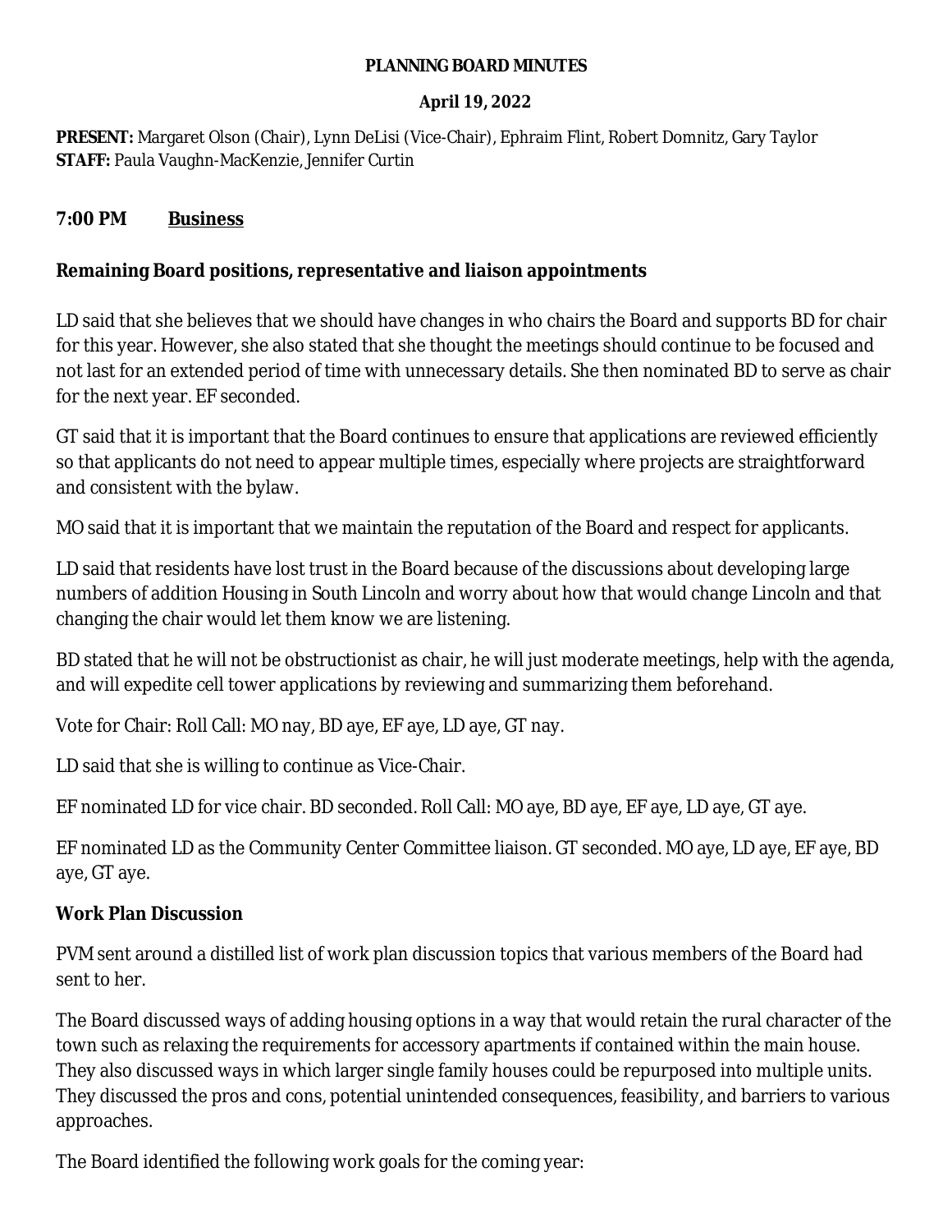# PLANNING BOARD MINUTES

**April 19, 2022**

**PRESENT:** Margaret Olson (Chair), Lynn DeLisi (Vice-Chair), Ephraim Flint, Robert Domnitz, Gary Taylor
**STAFF:** Paula Vaughn-MacKenzie, Jennifer Curtin

## 7:00 PM Business

### Remaining Board positions, representative and liaison appointments

LD said that she believes that we should have changes in who chairs the Board and supports BD for chair for this year. However, she also stated that she thought the meetings should continue to be focused and not last for an extended period of time with unnecessary details. She then nominated BD to serve as chair for the next year. EF seconded.

GT said that it is important that the Board continues to ensure that applications are reviewed efficiently so that applicants do not need to appear multiple times, especially where projects are straightforward and consistent with the bylaw.

MO said that it is important that we maintain the reputation of the Board and respect for applicants.

LD said that residents have lost trust in the Board because of the discussions about developing large numbers of addition Housing in South Lincoln and worry about how that would change Lincoln and that changing the chair would let them know we are listening.

BD stated that he will not be obstructionist as chair, he will just moderate meetings, help with the agenda, and will expedite cell tower applications by reviewing and summarizing them beforehand.

Vote for Chair: Roll Call: MO nay, BD aye, EF aye, LD aye, GT nay.

LD said that she is willing to continue as Vice-Chair.

EF nominated LD for vice chair. BD seconded. Roll Call: MO aye, BD aye, EF aye, LD aye, GT aye.

EF nominated LD as the Community Center Committee liaison. GT seconded. MO aye, LD aye, EF aye, BD aye, GT aye.

### Work Plan Discussion

PVM sent around a distilled list of work plan discussion topics that various members of the Board had sent to her.

The Board discussed ways of adding housing options in a way that would retain the rural character of the town such as relaxing the requirements for accessory apartments if contained within the main house. They also discussed ways in which larger single family houses could be repurposed into multiple units. They discussed the pros and cons, potential unintended consequences, feasibility, and barriers to various approaches.

The Board identified the following work goals for the coming year: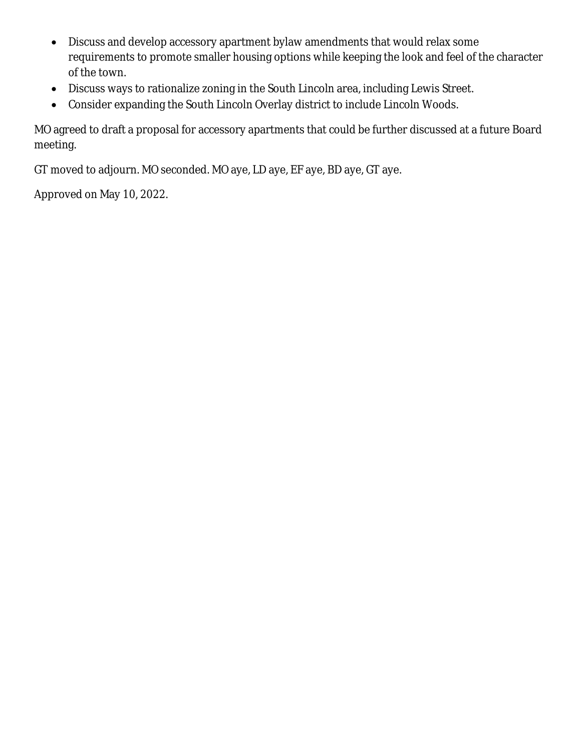- Discuss and develop accessory apartment bylaw amendments that would relax some requirements to promote smaller housing options while keeping the look and feel of the character of the town.
- Discuss ways to rationalize zoning in the South Lincoln area, including Lewis Street.
- Consider expanding the South Lincoln Overlay district to include Lincoln Woods.

MO agreed to draft a proposal for accessory apartments that could be further discussed at a future Board meeting.

GT moved to adjourn. MO seconded. MO aye, LD aye, EF aye, BD aye, GT aye.

Approved on May 10, 2022.